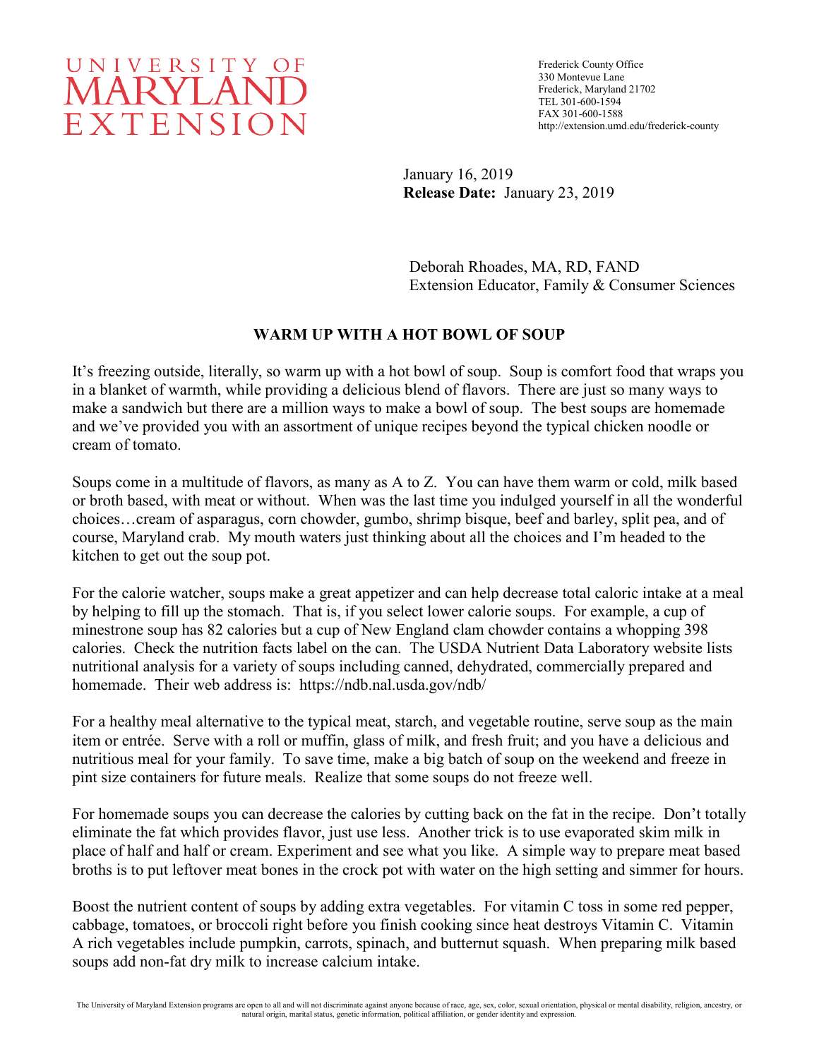UNIVERSITY OF MARYLAND EXTENSION

Frederick County Office
330 Montevue Lane
Frederick, Maryland 21702
TEL 301-600-1594
FAX 301-600-1588
http://extension.umd.edu/frederick-county

January 16, 2019
**Release Date:** January 23, 2019

Deborah Rhoades, MA, RD, FAND
Extension Educator, Family & Consumer Sciences

## WARM UP WITH A HOT BOWL OF SOUP

It's freezing outside, literally, so warm up with a hot bowl of soup. Soup is comfort food that wraps you in a blanket of warmth, while providing a delicious blend of flavors. There are just so many ways to make a sandwich but there are a million ways to make a bowl of soup. The best soups are homemade and we've provided you with an assortment of unique recipes beyond the typical chicken noodle or cream of tomato.

Soups come in a multitude of flavors, as many as A to Z. You can have them warm or cold, milk based or broth based, with meat or without. When was the last time you indulged yourself in all the wonderful choices…cream of asparagus, corn chowder, gumbo, shrimp bisque, beef and barley, split pea, and of course, Maryland crab. My mouth waters just thinking about all the choices and I'm headed to the kitchen to get out the soup pot.

For the calorie watcher, soups make a great appetizer and can help decrease total caloric intake at a meal by helping to fill up the stomach. That is, if you select lower calorie soups. For example, a cup of minestrone soup has 82 calories but a cup of New England clam chowder contains a whopping 398 calories. Check the nutrition facts label on the can. The USDA Nutrient Data Laboratory website lists nutritional analysis for a variety of soups including canned, dehydrated, commercially prepared and homemade. Their web address is: https://ndb.nal.usda.gov/ndb/

For a healthy meal alternative to the typical meat, starch, and vegetable routine, serve soup as the main item or entrée. Serve with a roll or muffin, glass of milk, and fresh fruit; and you have a delicious and nutritious meal for your family. To save time, make a big batch of soup on the weekend and freeze in pint size containers for future meals. Realize that some soups do not freeze well.

For homemade soups you can decrease the calories by cutting back on the fat in the recipe. Don't totally eliminate the fat which provides flavor, just use less. Another trick is to use evaporated skim milk in place of half and half or cream. Experiment and see what you like. A simple way to prepare meat based broths is to put leftover meat bones in the crock pot with water on the high setting and simmer for hours.

Boost the nutrient content of soups by adding extra vegetables. For vitamin C toss in some red pepper, cabbage, tomatoes, or broccoli right before you finish cooking since heat destroys Vitamin C. Vitamin A rich vegetables include pumpkin, carrots, spinach, and butternut squash. When preparing milk based soups add non-fat dry milk to increase calcium intake.

The University of Maryland Extension programs are open to all and will not discriminate against anyone because of race, age, sex, color, sexual orientation, physical or mental disability, religion, ancestry, or natural origin, marital status, genetic information, political affiliation, or gender identity and expression.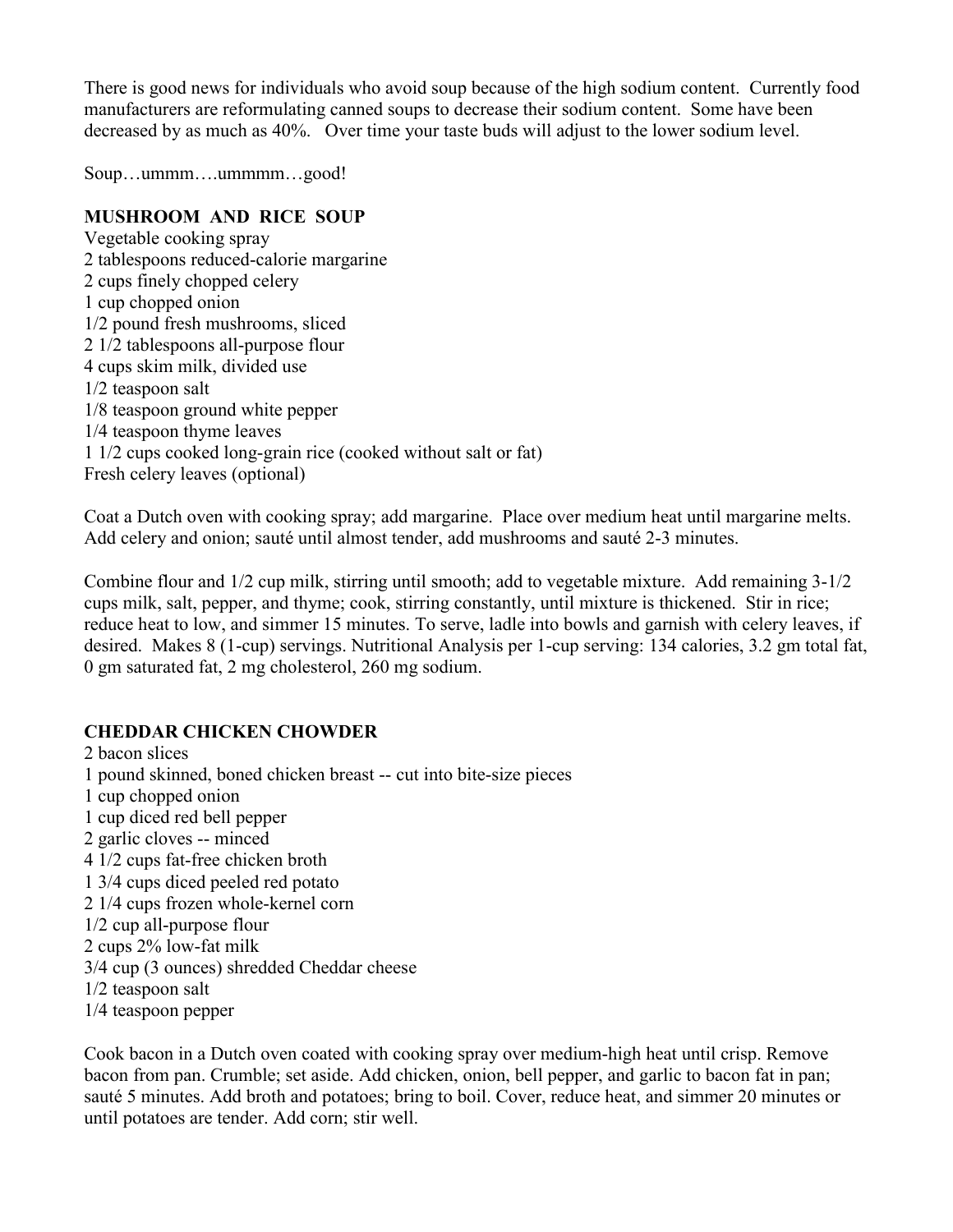There is good news for individuals who avoid soup because of the high sodium content. Currently food manufacturers are reformulating canned soups to decrease their sodium content. Some have been decreased by as much as 40%. Over time your taste buds will adjust to the lower sodium level.

Soup…ummm….ummmm…good!

## MUSHROOM AND RICE SOUP

Vegetable cooking spray
2 tablespoons reduced-calorie margarine
2 cups finely chopped celery
1 cup chopped onion
1/2 pound fresh mushrooms, sliced
2 1/2 tablespoons all-purpose flour
4 cups skim milk, divided use
1/2 teaspoon salt
1/8 teaspoon ground white pepper
1/4 teaspoon thyme leaves
1 1/2 cups cooked long-grain rice (cooked without salt or fat)
Fresh celery leaves (optional)

Coat a Dutch oven with cooking spray; add margarine. Place over medium heat until margarine melts. Add celery and onion; sauté until almost tender, add mushrooms and sauté 2-3 minutes.

Combine flour and 1/2 cup milk, stirring until smooth; add to vegetable mixture. Add remaining 3-1/2 cups milk, salt, pepper, and thyme; cook, stirring constantly, until mixture is thickened. Stir in rice; reduce heat to low, and simmer 15 minutes. To serve, ladle into bowls and garnish with celery leaves, if desired. Makes 8 (1-cup) servings. Nutritional Analysis per 1-cup serving: 134 calories, 3.2 gm total fat, 0 gm saturated fat, 2 mg cholesterol, 260 mg sodium.

## CHEDDAR CHICKEN CHOWDER

2 bacon slices
1 pound skinned, boned chicken breast -- cut into bite-size pieces
1 cup chopped onion
1 cup diced red bell pepper
2 garlic cloves -- minced
4 1/2 cups fat-free chicken broth
1 3/4 cups diced peeled red potato
2 1/4 cups frozen whole-kernel corn
1/2 cup all-purpose flour
2 cups 2% low-fat milk
3/4 cup (3 ounces) shredded Cheddar cheese
1/2 teaspoon salt
1/4 teaspoon pepper

Cook bacon in a Dutch oven coated with cooking spray over medium-high heat until crisp. Remove bacon from pan. Crumble; set aside. Add chicken, onion, bell pepper, and garlic to bacon fat in pan; sauté 5 minutes. Add broth and potatoes; bring to boil. Cover, reduce heat, and simmer 20 minutes or until potatoes are tender. Add corn; stir well.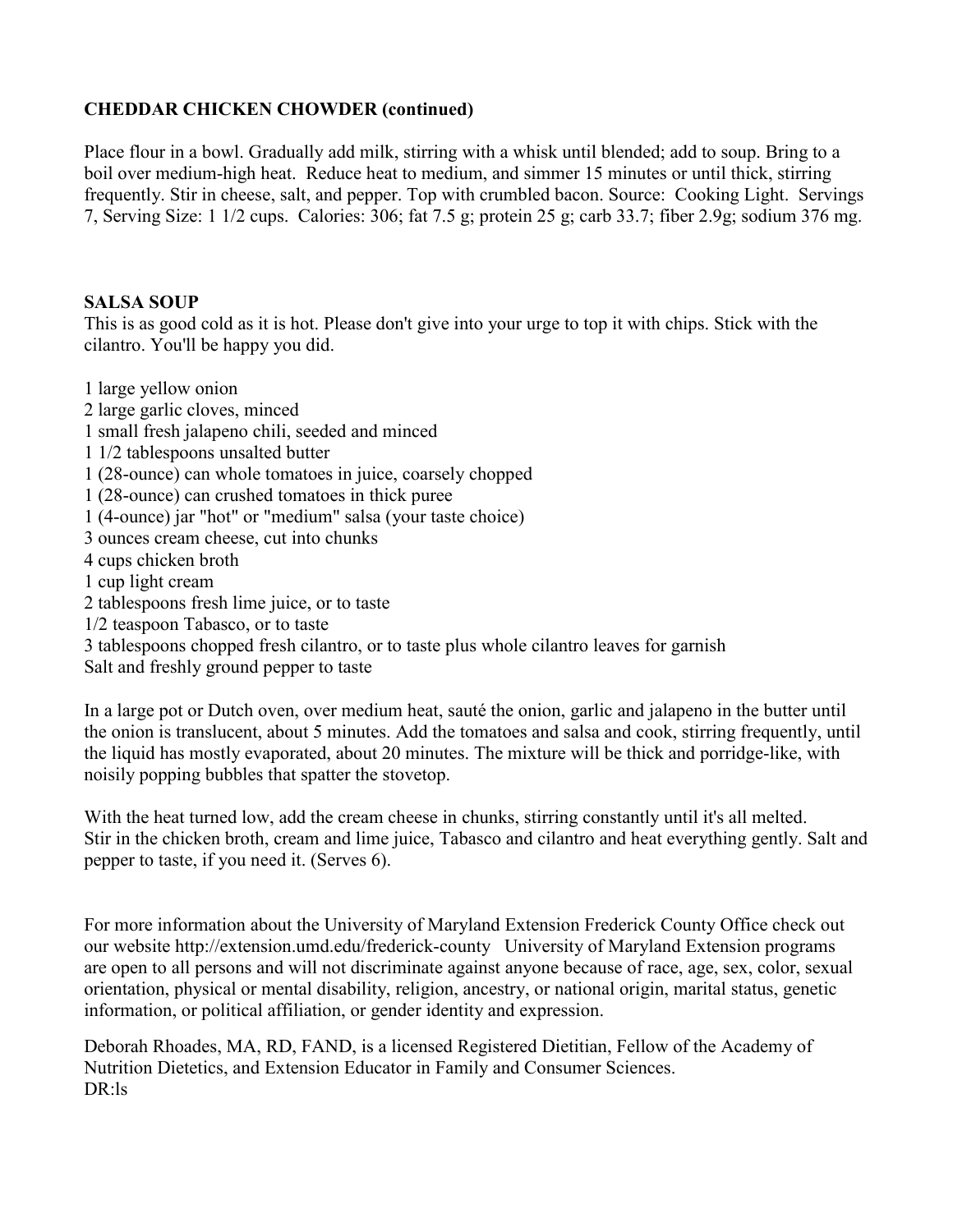**CHEDDAR CHICKEN CHOWDER (continued)**

Place flour in a bowl. Gradually add milk, stirring with a whisk until blended; add to soup. Bring to a boil over medium-high heat. Reduce heat to medium, and simmer 15 minutes or until thick, stirring frequently. Stir in cheese, salt, and pepper. Top with crumbled bacon. Source: Cooking Light. Servings 7, Serving Size: 1 1/2 cups. Calories: 306; fat 7.5 g; protein 25 g; carb 33.7; fiber 2.9g; sodium 376 mg.

**SALSA SOUP**

This is as good cold as it is hot. Please don't give into your urge to top it with chips. Stick with the cilantro. You'll be happy you did.

1 large yellow onion
2 large garlic cloves, minced
1 small fresh jalapeno chili, seeded and minced
1 1/2 tablespoons unsalted butter
1 (28-ounce) can whole tomatoes in juice, coarsely chopped
1 (28-ounce) can crushed tomatoes in thick puree
1 (4-ounce) jar "hot" or "medium" salsa (your taste choice)
3 ounces cream cheese, cut into chunks
4 cups chicken broth
1 cup light cream
2 tablespoons fresh lime juice, or to taste
1/2 teaspoon Tabasco, or to taste
3 tablespoons chopped fresh cilantro, or to taste plus whole cilantro leaves for garnish
Salt and freshly ground pepper to taste

In a large pot or Dutch oven, over medium heat, sauté the onion, garlic and jalapeno in the butter until the onion is translucent, about 5 minutes. Add the tomatoes and salsa and cook, stirring frequently, until the liquid has mostly evaporated, about 20 minutes. The mixture will be thick and porridge-like, with noisily popping bubbles that spatter the stovetop.

With the heat turned low, add the cream cheese in chunks, stirring constantly until it's all melted. Stir in the chicken broth, cream and lime juice, Tabasco and cilantro and heat everything gently. Salt and pepper to taste, if you need it. (Serves 6).

For more information about the University of Maryland Extension Frederick County Office check out our website http://extension.umd.edu/frederick-county University of Maryland Extension programs are open to all persons and will not discriminate against anyone because of race, age, sex, color, sexual orientation, physical or mental disability, religion, ancestry, or national origin, marital status, genetic information, or political affiliation, or gender identity and expression.

Deborah Rhoades, MA, RD, FAND, is a licensed Registered Dietitian, Fellow of the Academy of Nutrition Dietetics, and Extension Educator in Family and Consumer Sciences.
DR:ls